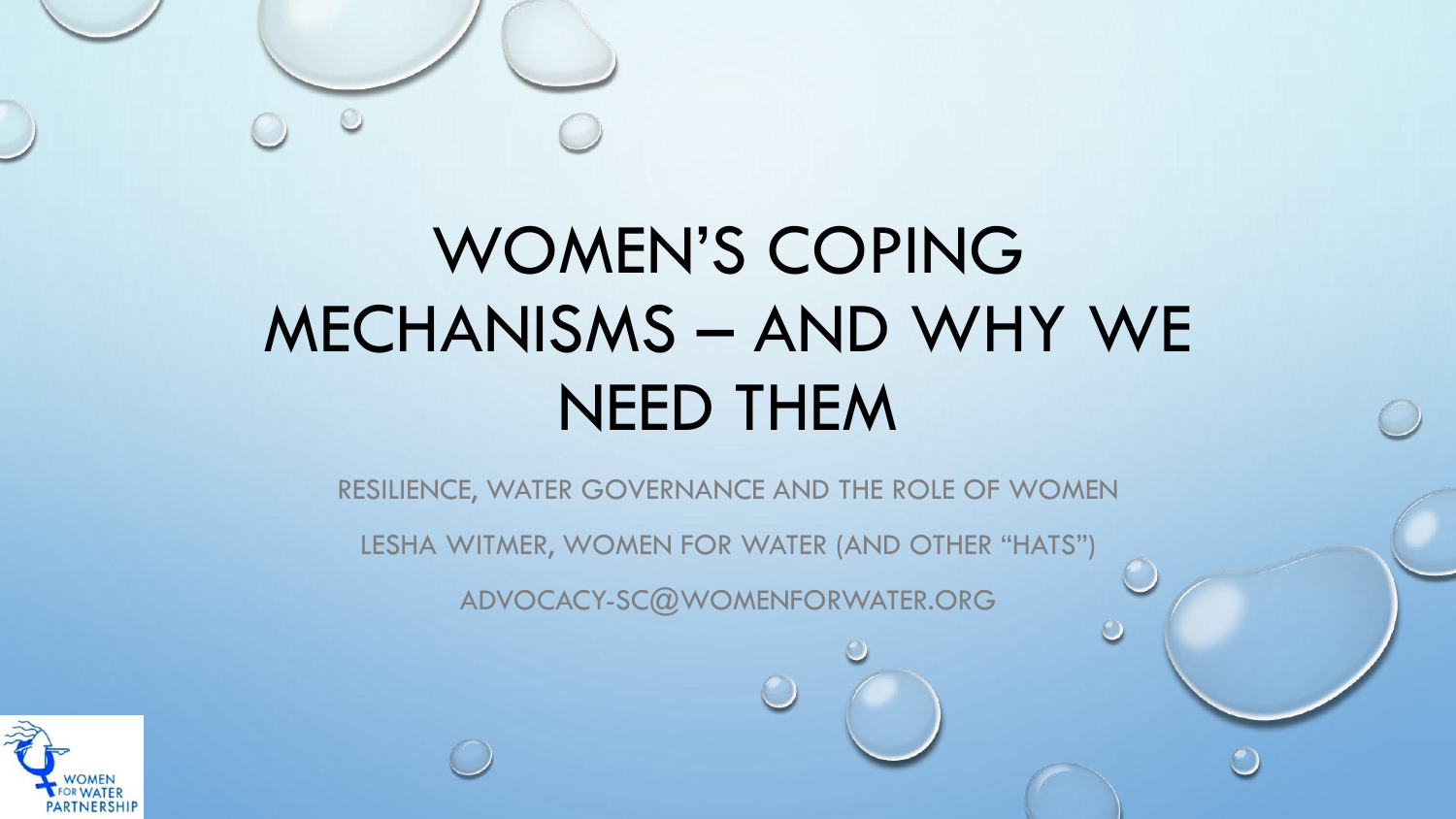# WOMEN'S COPING MECHANISMS – AND WHY WE NEED THEM

RESILIENCE, WATER GOVERNANCE AND THE ROLE OF WOMEN

LESHA WITMER, WOMEN FOR WATER (AND OTHER "HATS")

ADVOCACY-SC@WOMENFORWATER.ORG

WOMEN FOR WATER PARTNERSHIP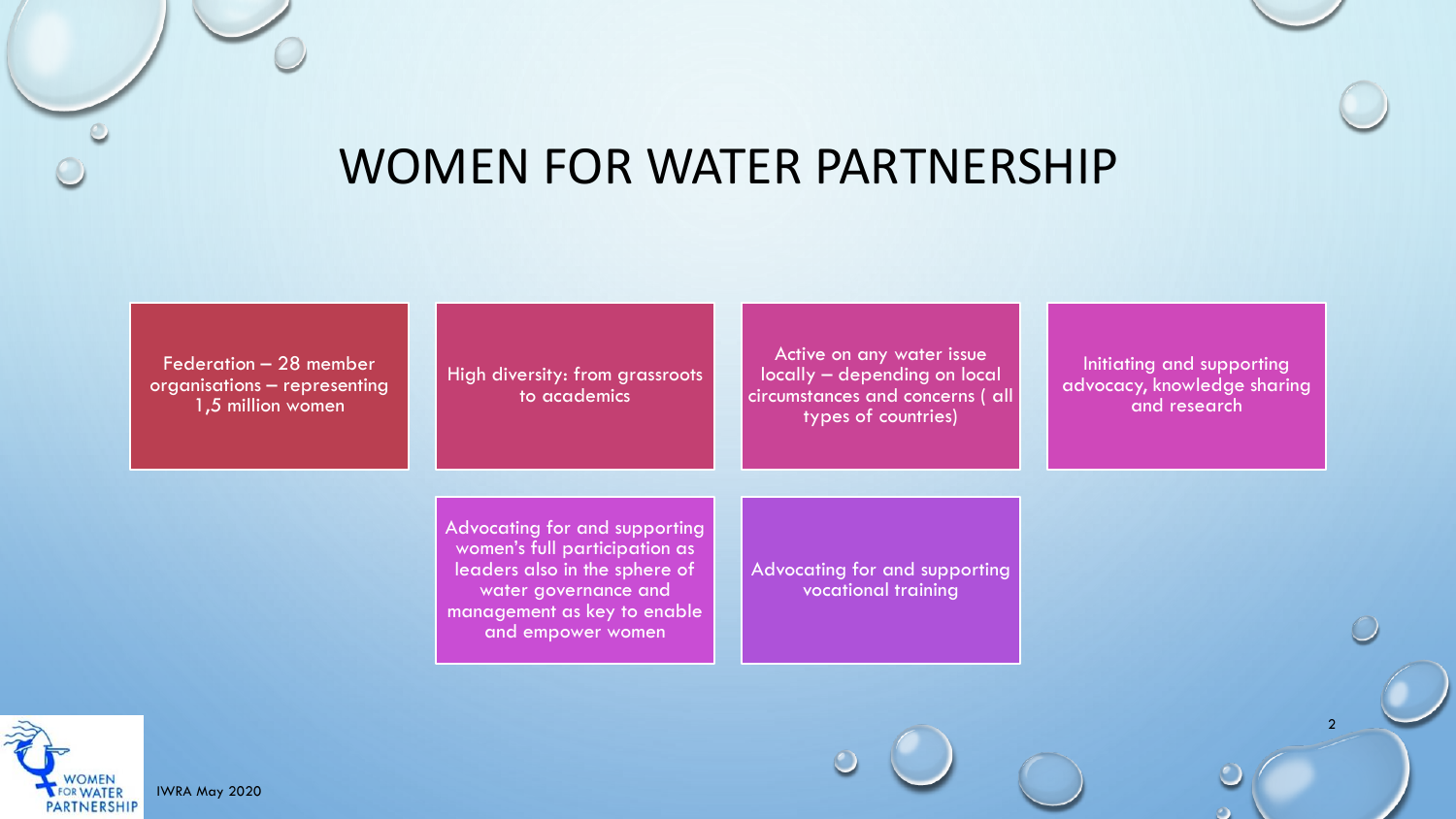# WOMEN FOR WATER PARTNERSHIP

- Federation – 28 member organisations – representing 1,5 million women
- High diversity: from grassroots to academics
- Active on any water issue locally – depending on local circumstances and concerns ( all types of countries)
- Initiating and supporting advocacy, knowledge sharing and research
- Advocating for and supporting women's full participation as leaders also in the sphere of water governance and management as key to enable and empower women
- Advocating for and supporting vocational training

IWRA May 2020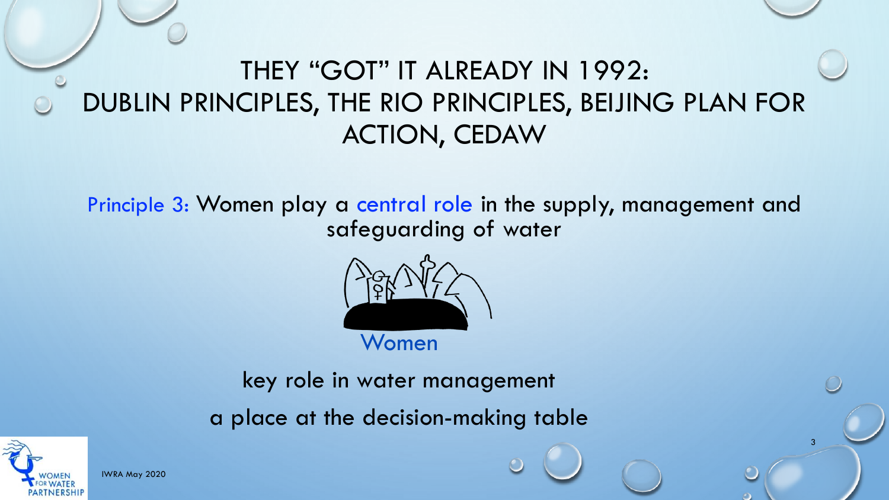# THEY "GOT" IT ALREADY IN 1992: DUBLIN PRINCIPLES, THE RIO PRINCIPLES, BEIJING PLAN FOR ACTION, CEDAW

Principle 3: Women play a central role in the supply, management and safeguarding of water

Women

key role in water management

a place at the decision-making table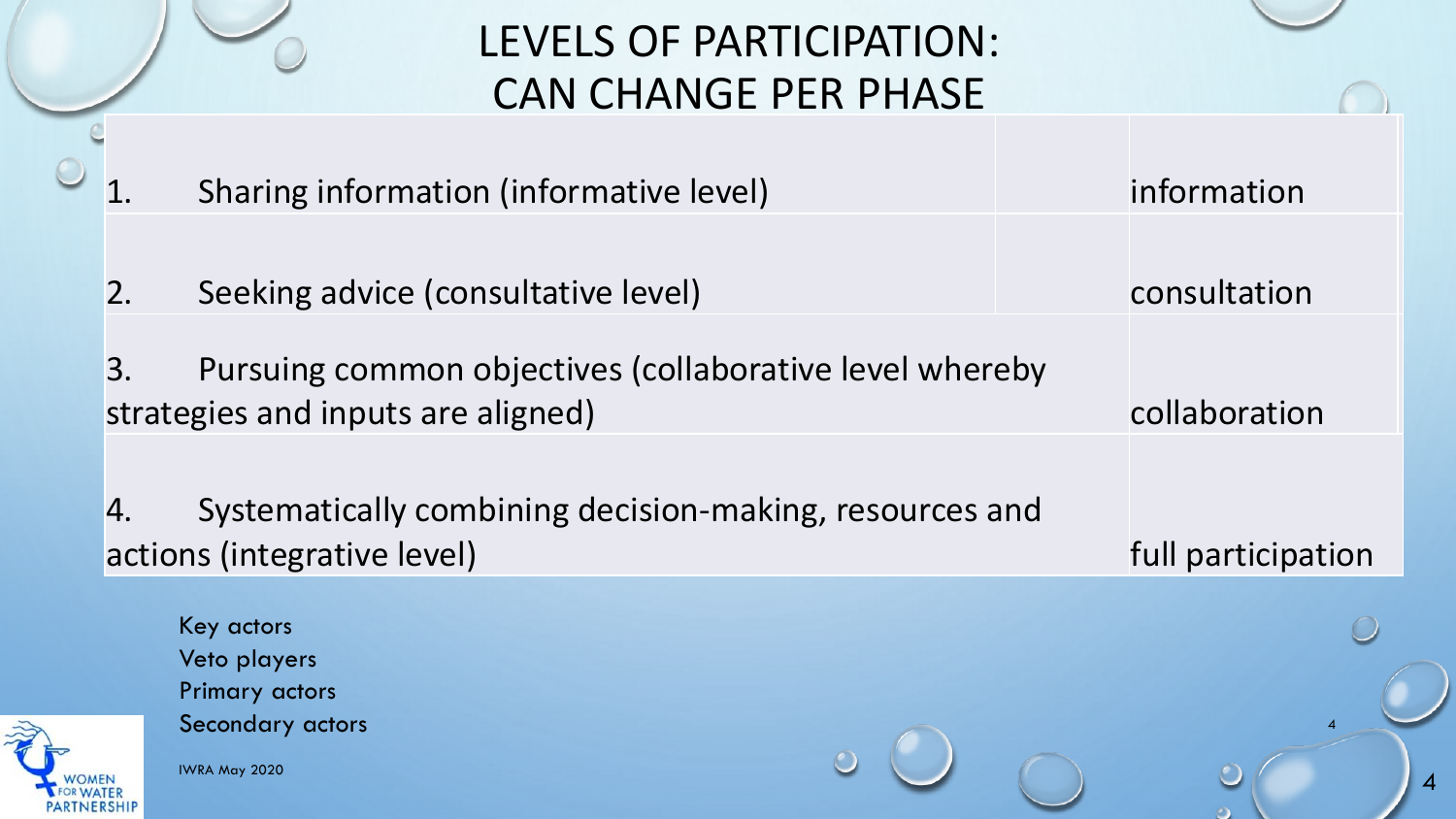# LEVELS OF PARTICIPATION: CAN CHANGE PER PHASE

| | |
|---|---|
| 1. Sharing information (informative level) | information |
| 2. Seeking advice (consultative level) | consultation |
| 3. Pursuing common objectives (collaborative level whereby strategies and inputs are aligned) | collaboration |
| 4. Systematically combining decision-making, resources and actions (integrative level) | full participation |

Key actors
Veto players
Primary actors
Secondary actors

IWRA May 2020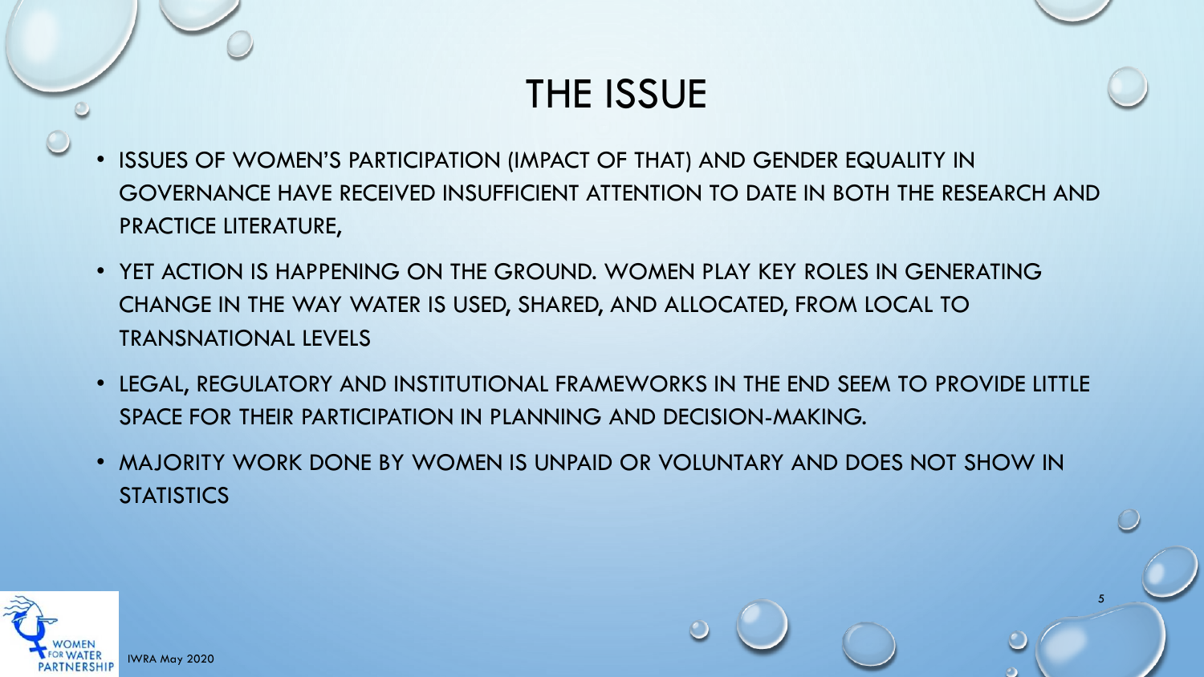# THE ISSUE

- ISSUES OF WOMEN'S PARTICIPATION (IMPACT OF THAT) AND GENDER EQUALITY IN GOVERNANCE HAVE RECEIVED INSUFFICIENT ATTENTION TO DATE IN BOTH THE RESEARCH AND PRACTICE LITERATURE,
- YET ACTION IS HAPPENING ON THE GROUND. WOMEN PLAY KEY ROLES IN GENERATING CHANGE IN THE WAY WATER IS USED, SHARED, AND ALLOCATED, FROM LOCAL TO TRANSNATIONAL LEVELS
- LEGAL, REGULATORY AND INSTITUTIONAL FRAMEWORKS IN THE END SEEM TO PROVIDE LITTLE SPACE FOR THEIR PARTICIPATION IN PLANNING AND DECISION-MAKING.
- MAJORITY WORK DONE BY WOMEN IS UNPAID OR VOLUNTARY AND DOES NOT SHOW IN STATISTICS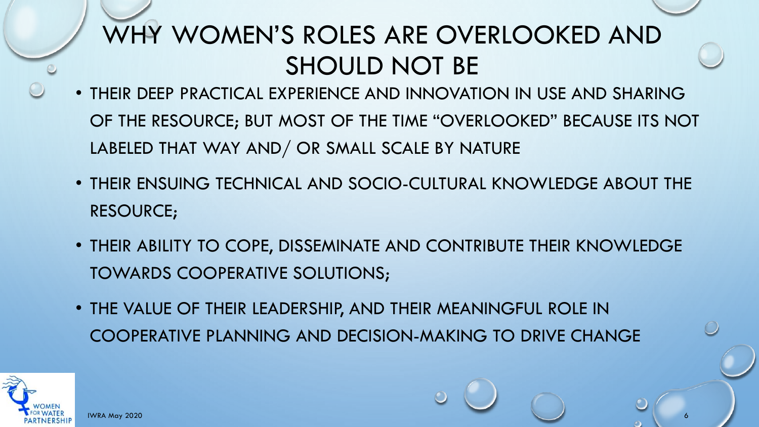# WHY WOMEN'S ROLES ARE OVERLOOKED AND SHOULD NOT BE

- THEIR DEEP PRACTICAL EXPERIENCE AND INNOVATION IN USE AND SHARING OF THE RESOURCE; BUT MOST OF THE TIME "OVERLOOKED" BECAUSE ITS NOT LABELED THAT WAY AND/ OR SMALL SCALE BY NATURE
- THEIR ENSUING TECHNICAL AND SOCIO-CULTURAL KNOWLEDGE ABOUT THE RESOURCE;
- THEIR ABILITY TO COPE, DISSEMINATE AND CONTRIBUTE THEIR KNOWLEDGE TOWARDS COOPERATIVE SOLUTIONS;
- THE VALUE OF THEIR LEADERSHIP, AND THEIR MEANINGFUL ROLE IN COOPERATIVE PLANNING AND DECISION-MAKING TO DRIVE CHANGE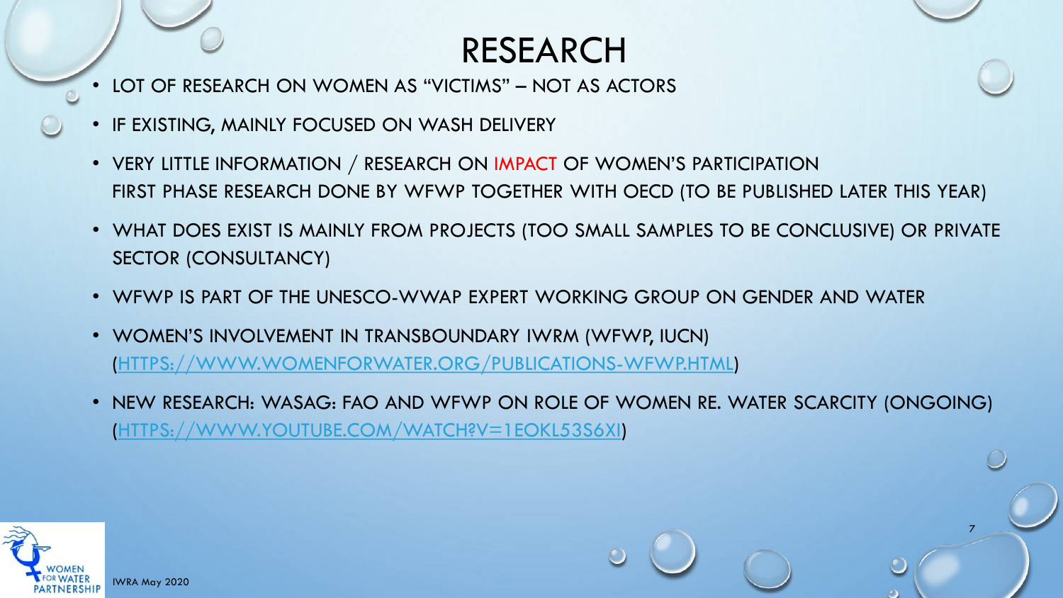# RESEARCH

- LOT OF RESEARCH ON WOMEN AS "VICTIMS" – NOT AS ACTORS
- IF EXISTING, MAINLY FOCUSED ON WASH DELIVERY
- VERY LITTLE INFORMATION / RESEARCH ON IMPACT OF WOMEN'S PARTICIPATION
  FIRST PHASE RESEARCH DONE BY WFWP TOGETHER WITH OECD (TO BE PUBLISHED LATER THIS YEAR)
- WHAT DOES EXIST IS MAINLY FROM PROJECTS (TOO SMALL SAMPLES TO BE CONCLUSIVE) OR PRIVATE SECTOR (CONSULTANCY)
- WFWP IS PART OF THE UNESCO-WWAP EXPERT WORKING GROUP ON GENDER AND WATER
- WOMEN'S INVOLVEMENT IN TRANSBOUNDARY IWRM (WFWP, IUCN) (HTTPS://WWW.WOMENFORWATER.ORG/PUBLICATIONS-WFWP.HTML)
- NEW RESEARCH: WASAG: FAO AND WFWP ON ROLE OF WOMEN RE. WATER SCARCITY (ONGOING) (HTTPS://WWW.YOUTUBE.COM/WATCH?V=1EOKL53S6XI)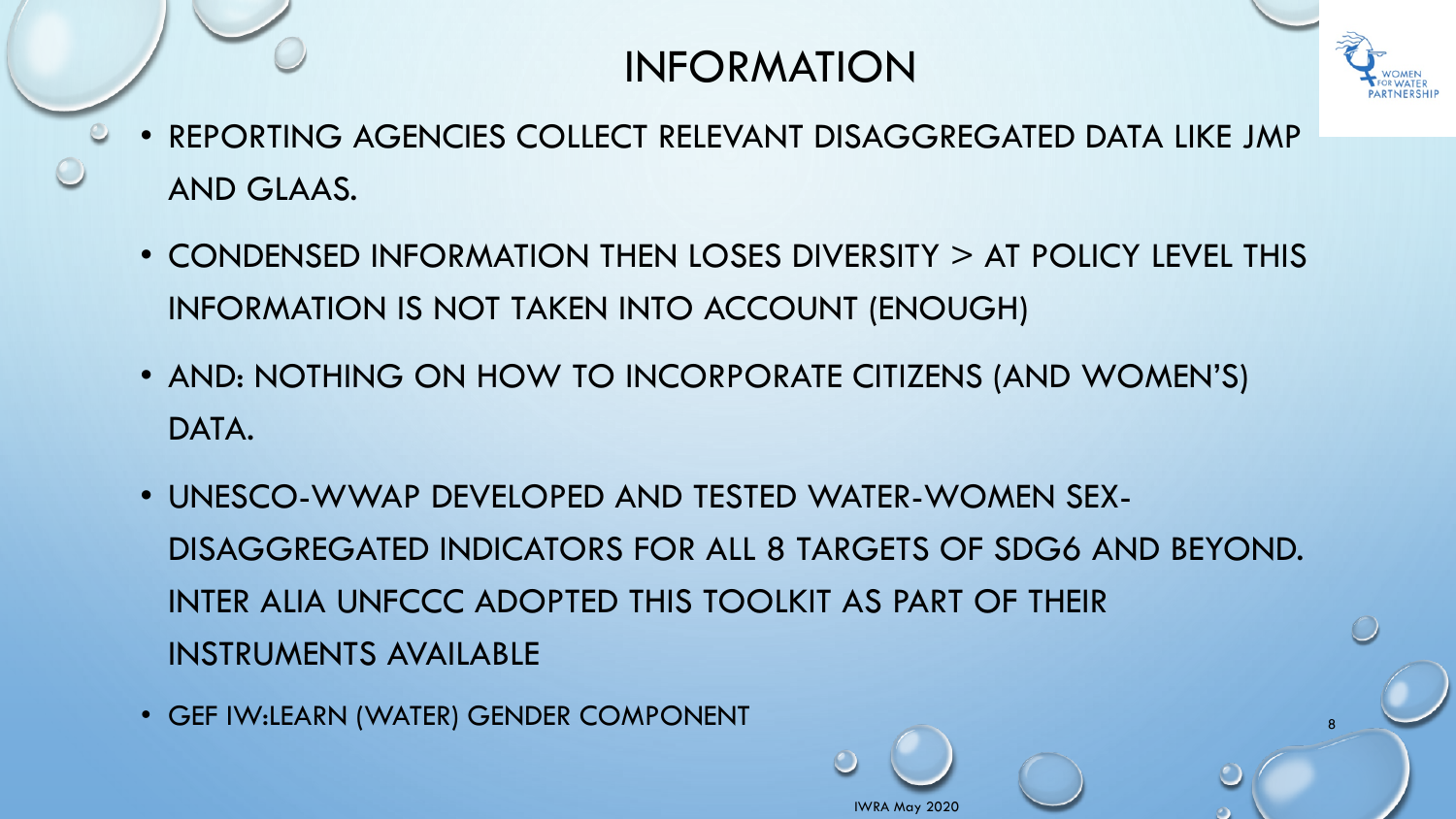# INFORMATION

- REPORTING AGENCIES COLLECT RELEVANT DISAGGREGATED DATA LIKE JMP AND GLAAS.
- CONDENSED INFORMATION THEN LOSES DIVERSITY > AT POLICY LEVEL THIS INFORMATION IS NOT TAKEN INTO ACCOUNT (ENOUGH)
- AND: NOTHING ON HOW TO INCORPORATE CITIZENS (AND WOMEN'S) DATA.
- UNESCO-WWAP DEVELOPED AND TESTED WATER-WOMEN SEX-DISAGGREGATED INDICATORS FOR ALL 8 TARGETS OF SDG6 AND BEYOND. INTER ALIA UNFCCC ADOPTED THIS TOOLKIT AS PART OF THEIR INSTRUMENTS AVAILABLE
- GEF IW:LEARN (WATER) GENDER COMPONENT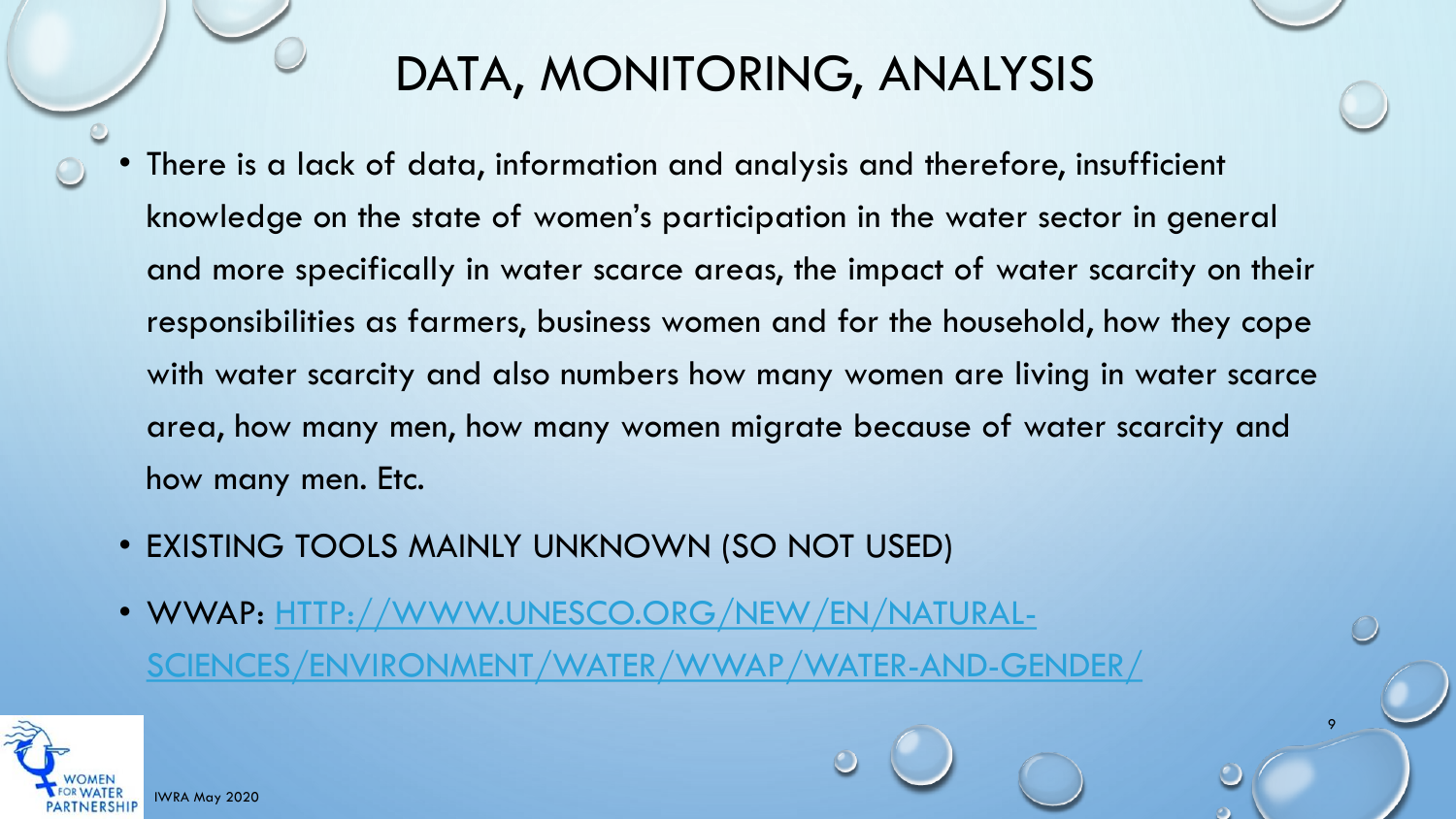# DATA, MONITORING, ANALYSIS

- There is a lack of data, information and analysis and therefore, insufficient knowledge on the state of women's participation in the water sector in general and more specifically in water scarce areas, the impact of water scarcity on their responsibilities as farmers, business women and for the household, how they cope with water scarcity and also numbers how many women are living in water scarce area, how many men, how many women migrate because of water scarcity and how many men. Etc.
- EXISTING TOOLS MAINLY UNKNOWN (SO NOT USED)
- WWAP: [HTTP://WWW.UNESCO.ORG/NEW/EN/NATURAL-SCIENCES/ENVIRONMENT/WATER/WWAP/WATER-AND-GENDER/](HTTP://WWW.UNESCO.ORG/NEW/EN/NATURAL-SCIENCES/ENVIRONMENT/WATER/WWAP/WATER-AND-GENDER/)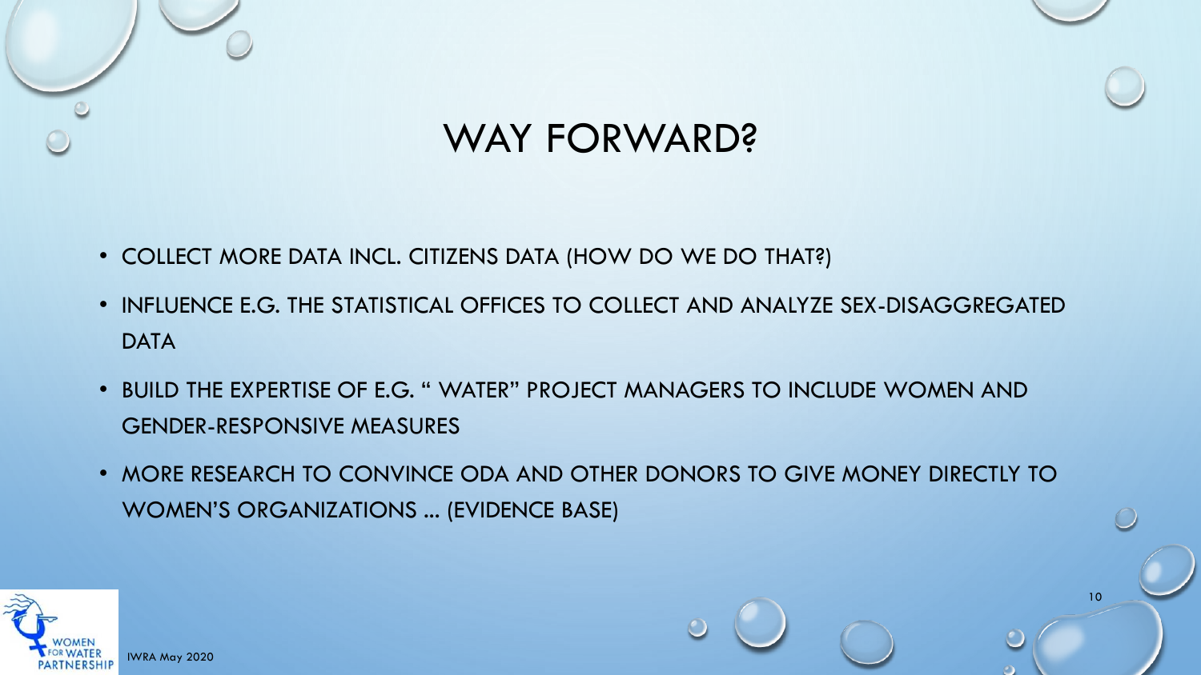# WAY FORWARD?

- COLLECT MORE DATA INCL. CITIZENS DATA (HOW DO WE DO THAT?)
- INFLUENCE E.G. THE STATISTICAL OFFICES TO COLLECT AND ANALYZE SEX-DISAGGREGATED DATA
- BUILD THE EXPERTISE OF E.G. " WATER" PROJECT MANAGERS TO INCLUDE WOMEN AND GENDER-RESPONSIVE MEASURES
- MORE RESEARCH TO CONVINCE ODA AND OTHER DONORS TO GIVE MONEY DIRECTLY TO WOMEN'S ORGANIZATIONS ... (EVIDENCE BASE)